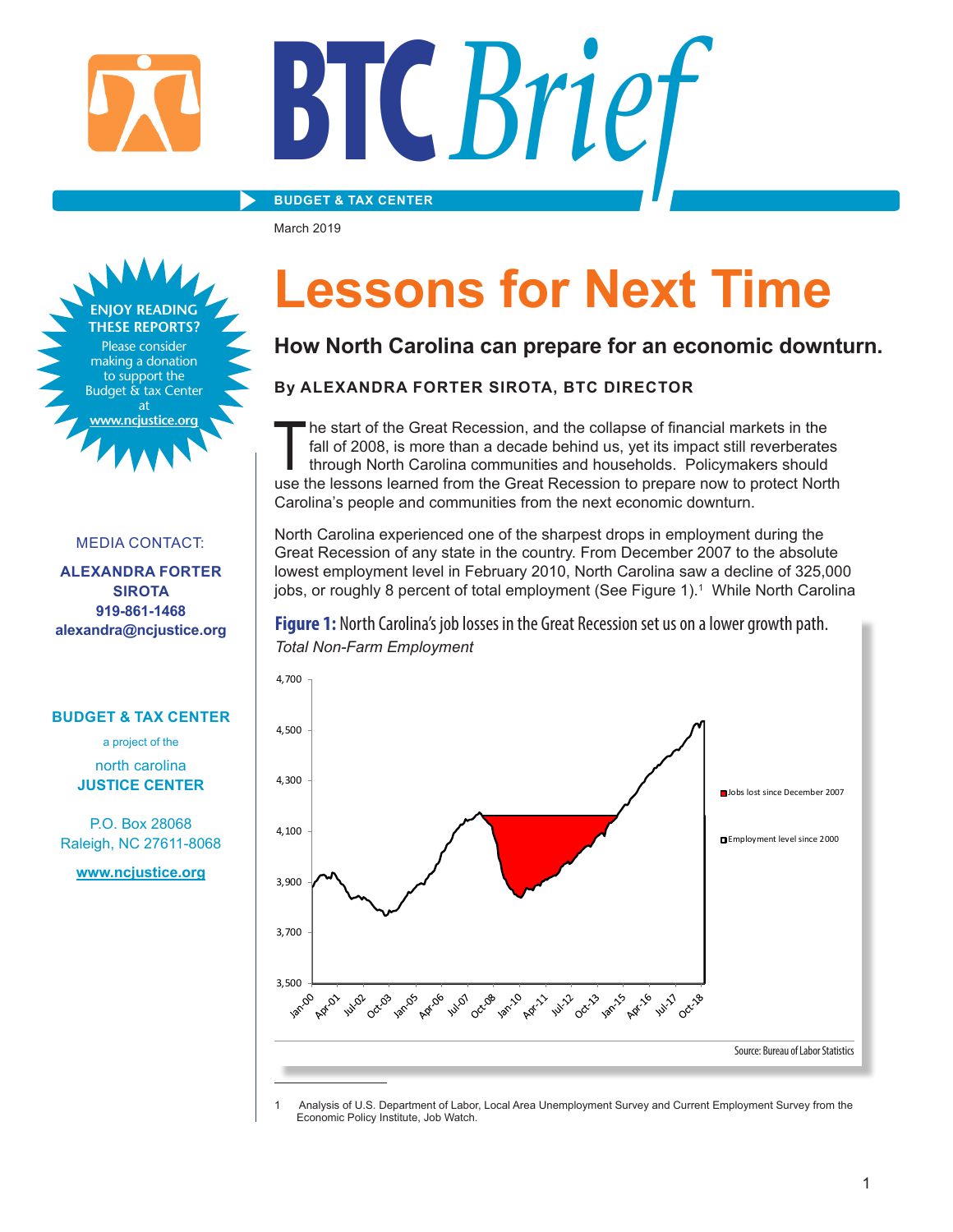BTC Brief

BUDGET & TAX CENTER

March 2019

# Lessons for Next Time

## How North Carolina can prepare for an economic downturn.

**By ALEXANDRA FORTER SIROTA, BTC DIRECTOR**

The start of the Great Recession, and the collapse of financial markets in the fall of 2008, is more than a decade behind us, yet its impact still reverberates through North Carolina communities and households. Policymakers should use the lessons learned from the Great Recession to prepare now to protect North Carolina's people and communities from the next economic downturn.

North Carolina experienced one of the sharpest drops in employment during the Great Recession of any state in the country. From December 2007 to the absolute lowest employment level in February 2010, North Carolina saw a decline of 325,000 jobs, or roughly 8 percent of total employment (See Figure 1).[1] While North Carolina

**Figure 1:** North Carolina's job losses in the Great Recession set us on a lower growth path.
*Total Non-Farm Employment*

Legend: Jobs lost since December 2007; Employment level since 2000

Source: Bureau of Labor Statistics

**ENJOY READING THESE REPORTS?** Please consider making a donation to support the Budget & tax Center at www.ncjustice.org

MEDIA CONTACT:

**ALEXANDRA FORTER SIROTA**
**919-861-1468**
**alexandra@ncjustice.org**

**BUDGET & TAX CENTER**
a project of the
north carolina
**JUSTICE CENTER**

P.O. Box 28068
Raleigh, NC 27611-8068

www.ncjustice.org

---

1 Analysis of U.S. Department of Labor, Local Area Unemployment Survey and Current Employment Survey from the Economic Policy Institute, Job Watch.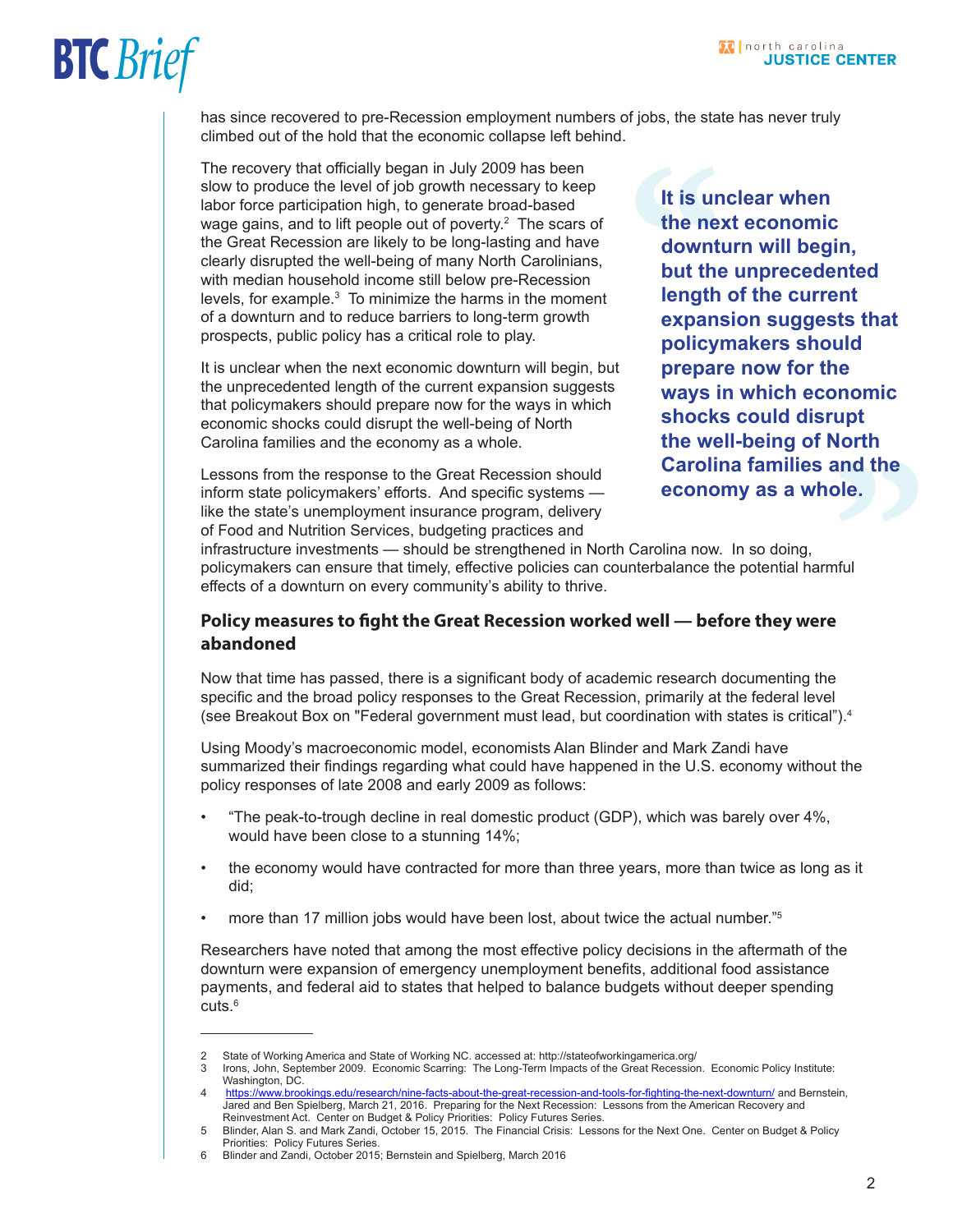has since recovered to pre-Recession employment numbers of jobs, the state has never truly climbed out of the hold that the economic collapse left behind.

The recovery that officially began in July 2009 has been slow to produce the level of job growth necessary to keep labor force participation high, to generate broad-based wage gains, and to lift people out of poverty.[2] The scars of the Great Recession are likely to be long-lasting and have clearly disrupted the well-being of many North Carolinians, with median household income still below pre-Recession levels, for example.[3] To minimize the harms in the moment of a downturn and to reduce barriers to long-term growth prospects, public policy has a critical role to play.

It is unclear when the next economic downturn will begin, but the unprecedented length of the current expansion suggests that policymakers should prepare now for the ways in which economic shocks could disrupt the well-being of North Carolina families and the economy as a whole.

> **"It is unclear when the next economic downturn will begin, but the unprecedented length of the current expansion suggests that policymakers should prepare now for the ways in which economic shocks could disrupt the well-being of North Carolina families and the economy as a whole."**

Lessons from the response to the Great Recession should inform state policymakers' efforts. And specific systems — like the state's unemployment insurance program, delivery of Food and Nutrition Services, budgeting practices and infrastructure investments — should be strengthened in North Carolina now. In so doing, policymakers can ensure that timely, effective policies can counterbalance the potential harmful effects of a downturn on every community's ability to thrive.

## Policy measures to fight the Great Recession worked well — before they were abandoned

Now that time has passed, there is a significant body of academic research documenting the specific and the broad policy responses to the Great Recession, primarily at the federal level (see Breakout Box on "Federal government must lead, but coordination with states is critical").[4]

Using Moody's macroeconomic model, economists Alan Blinder and Mark Zandi have summarized their findings regarding what could have happened in the U.S. economy without the policy responses of late 2008 and early 2009 as follows:

- "The peak-to-trough decline in real domestic product (GDP), which was barely over 4%, would have been close to a stunning 14%;
- the economy would have contracted for more than three years, more than twice as long as it did;
- more than 17 million jobs would have been lost, about twice the actual number."[5]

Researchers have noted that among the most effective policy decisions in the aftermath of the downturn were expansion of emergency unemployment benefits, additional food assistance payments, and federal aid to states that helped to balance budgets without deeper spending cuts.[6]

---

2 State of Working America and State of Working NC. accessed at: http://stateofworkingamerica.org/

3 Irons, John, September 2009. Economic Scarring: The Long-Term Impacts of the Great Recession. Economic Policy Institute: Washington, DC.

4 https://www.brookings.edu/research/nine-facts-about-the-great-recession-and-tools-for-fighting-the-next-downturn/ and Bernstein, Jared and Ben Spielberg, March 21, 2016. Preparing for the Next Recession: Lessons from the American Recovery and Reinvestment Act. Center on Budget & Policy Priorities: Policy Futures Series.

5 Blinder, Alan S. and Mark Zandi, October 15, 2015. The Financial Crisis: Lessons for the Next One. Center on Budget & Policy Priorities: Policy Futures Series.

6 Blinder and Zandi, October 2015; Bernstein and Spielberg, March 2016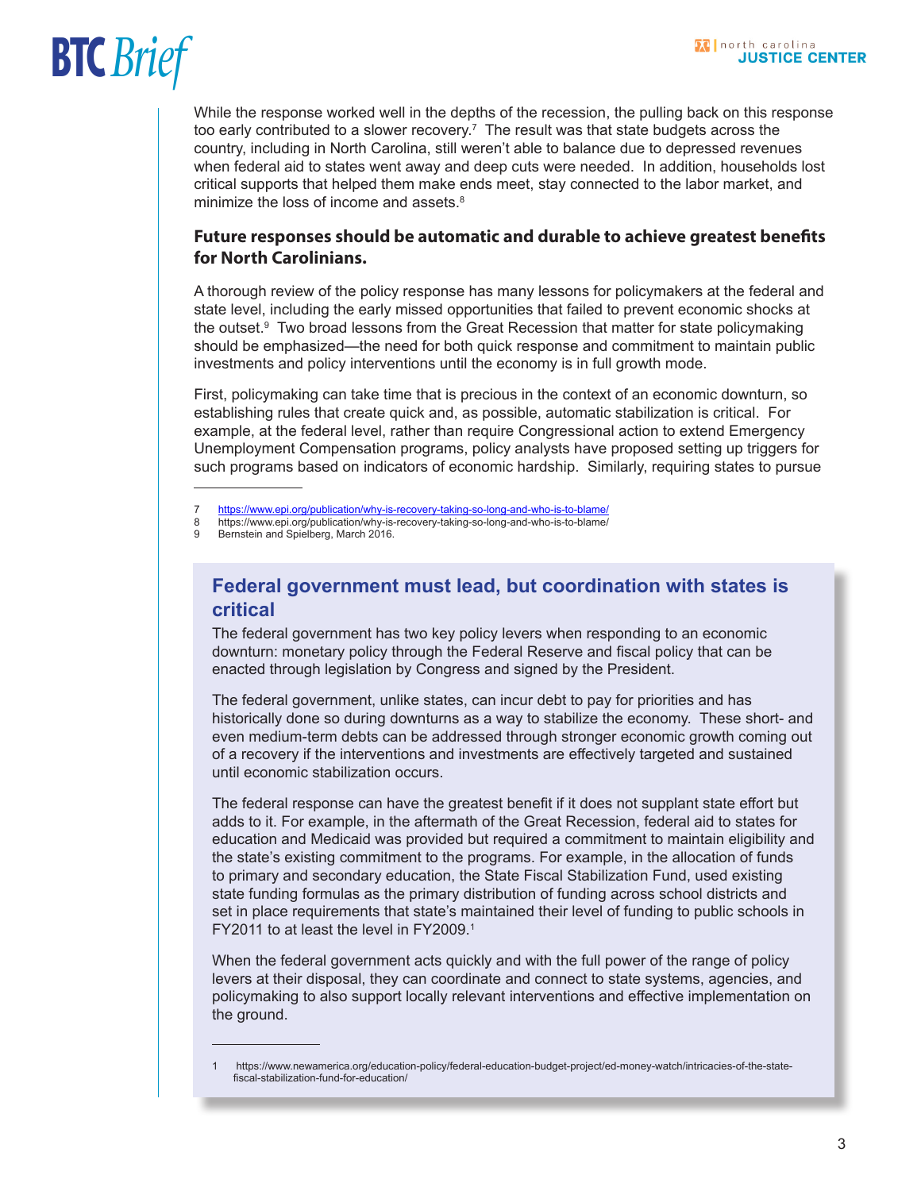While the response worked well in the depths of the recession, the pulling back on this response too early contributed to a slower recovery.[7] The result was that state budgets across the country, including in North Carolina, still weren't able to balance due to depressed revenues when federal aid to states went away and deep cuts were needed. In addition, households lost critical supports that helped them make ends meet, stay connected to the labor market, and minimize the loss of income and assets.[8]

### Future responses should be automatic and durable to achieve greatest benefits for North Carolinians.

A thorough review of the policy response has many lessons for policymakers at the federal and state level, including the early missed opportunities that failed to prevent economic shocks at the outset.[9] Two broad lessons from the Great Recession that matter for state policymaking should be emphasized—the need for both quick response and commitment to maintain public investments and policy interventions until the economy is in full growth mode.

First, policymaking can take time that is precious in the context of an economic downturn, so establishing rules that create quick and, as possible, automatic stabilization is critical. For example, at the federal level, rather than require Congressional action to extend Emergency Unemployment Compensation programs, policy analysts have proposed setting up triggers for such programs based on indicators of economic hardship. Similarly, requiring states to pursue

7 https://www.epi.org/publication/why-is-recovery-taking-so-long-and-who-is-to-blame/
8 https://www.epi.org/publication/why-is-recovery-taking-so-long-and-who-is-to-blame/
9 Bernstein and Spielberg, March 2016.

## Federal government must lead, but coordination with states is critical

The federal government has two key policy levers when responding to an economic downturn: monetary policy through the Federal Reserve and fiscal policy that can be enacted through legislation by Congress and signed by the President.

The federal government, unlike states, can incur debt to pay for priorities and has historically done so during downturns as a way to stabilize the economy. These short- and even medium-term debts can be addressed through stronger economic growth coming out of a recovery if the interventions and investments are effectively targeted and sustained until economic stabilization occurs.

The federal response can have the greatest benefit if it does not supplant state effort but adds to it. For example, in the aftermath of the Great Recession, federal aid to states for education and Medicaid was provided but required a commitment to maintain eligibility and the state's existing commitment to the programs. For example, in the allocation of funds to primary and secondary education, the State Fiscal Stabilization Fund, used existing state funding formulas as the primary distribution of funding across school districts and set in place requirements that state's maintained their level of funding to public schools in FY2011 to at least the level in FY2009.[1]

When the federal government acts quickly and with the full power of the range of policy levers at their disposal, they can coordinate and connect to state systems, agencies, and policymaking to also support locally relevant interventions and effective implementation on the ground.

1 https://www.newamerica.org/education-policy/federal-education-budget-project/ed-money-watch/intricacies-of-the-state-fiscal-stabilization-fund-for-education/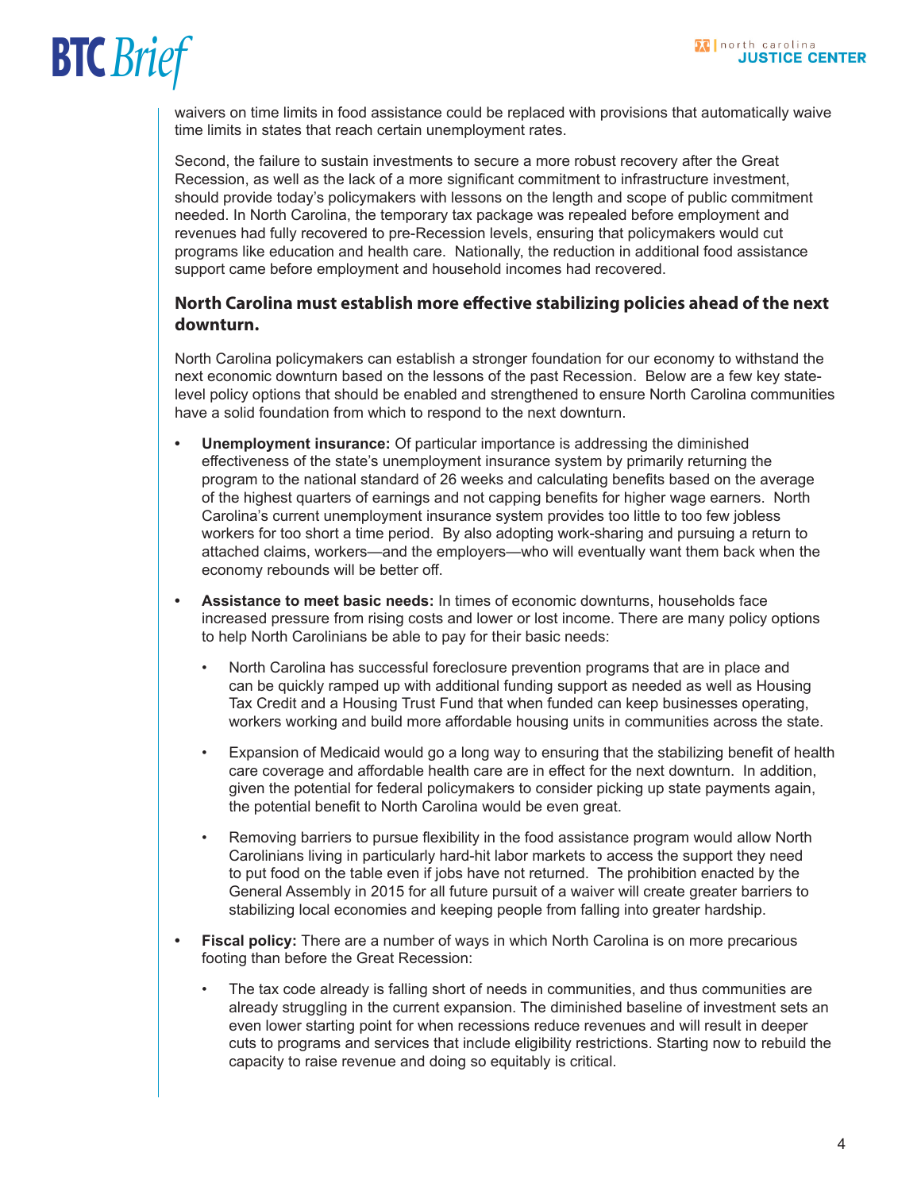waivers on time limits in food assistance could be replaced with provisions that automatically waive time limits in states that reach certain unemployment rates.

Second, the failure to sustain investments to secure a more robust recovery after the Great Recession, as well as the lack of a more significant commitment to infrastructure investment, should provide today's policymakers with lessons on the length and scope of public commitment needed. In North Carolina, the temporary tax package was repealed before employment and revenues had fully recovered to pre-Recession levels, ensuring that policymakers would cut programs like education and health care. Nationally, the reduction in additional food assistance support came before employment and household incomes had recovered.

### North Carolina must establish more effective stabilizing policies ahead of the next downturn.

North Carolina policymakers can establish a stronger foundation for our economy to withstand the next economic downturn based on the lessons of the past Recession. Below are a few key state-level policy options that should be enabled and strengthened to ensure North Carolina communities have a solid foundation from which to respond to the next downturn.

- **Unemployment insurance:** Of particular importance is addressing the diminished effectiveness of the state's unemployment insurance system by primarily returning the program to the national standard of 26 weeks and calculating benefits based on the average of the highest quarters of earnings and not capping benefits for higher wage earners. North Carolina's current unemployment insurance system provides too little to too few jobless workers for too short a time period. By also adopting work-sharing and pursuing a return to attached claims, workers—and the employers—who will eventually want them back when the economy rebounds will be better off.

- **Assistance to meet basic needs:** In times of economic downturns, households face increased pressure from rising costs and lower or lost income. There are many policy options to help North Carolinians be able to pay for their basic needs:

  - North Carolina has successful foreclosure prevention programs that are in place and can be quickly ramped up with additional funding support as needed as well as Housing Tax Credit and a Housing Trust Fund that when funded can keep businesses operating, workers working and build more affordable housing units in communities across the state.

  - Expansion of Medicaid would go a long way to ensuring that the stabilizing benefit of health care coverage and affordable health care are in effect for the next downturn. In addition, given the potential for federal policymakers to consider picking up state payments again, the potential benefit to North Carolina would be even great.

  - Removing barriers to pursue flexibility in the food assistance program would allow North Carolinians living in particularly hard-hit labor markets to access the support they need to put food on the table even if jobs have not returned. The prohibition enacted by the General Assembly in 2015 for all future pursuit of a waiver will create greater barriers to stabilizing local economies and keeping people from falling into greater hardship.

- **Fiscal policy:** There are a number of ways in which North Carolina is on more precarious footing than before the Great Recession:

  - The tax code already is falling short of needs in communities, and thus communities are already struggling in the current expansion. The diminished baseline of investment sets an even lower starting point for when recessions reduce revenues and will result in deeper cuts to programs and services that include eligibility restrictions. Starting now to rebuild the capacity to raise revenue and doing so equitably is critical.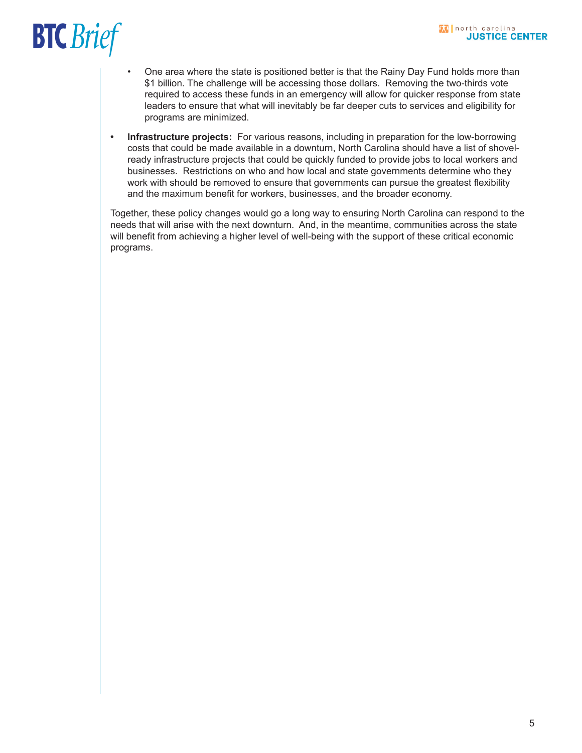- One area where the state is positioned better is that the Rainy Day Fund holds more than $1 billion. The challenge will be accessing those dollars. Removing the two-thirds vote required to access these funds in an emergency will allow for quicker response from state leaders to ensure that what will inevitably be far deeper cuts to services and eligibility for programs are minimized.

- **Infrastructure projects:** For various reasons, including in preparation for the low-borrowing costs that could be made available in a downturn, North Carolina should have a list of shovel-ready infrastructure projects that could be quickly funded to provide jobs to local workers and businesses. Restrictions on who and how local and state governments determine who they work with should be removed to ensure that governments can pursue the greatest flexibility and the maximum benefit for workers, businesses, and the broader economy.

Together, these policy changes would go a long way to ensuring North Carolina can respond to the needs that will arise with the next downturn. And, in the meantime, communities across the state will benefit from achieving a higher level of well-being with the support of these critical economic programs.